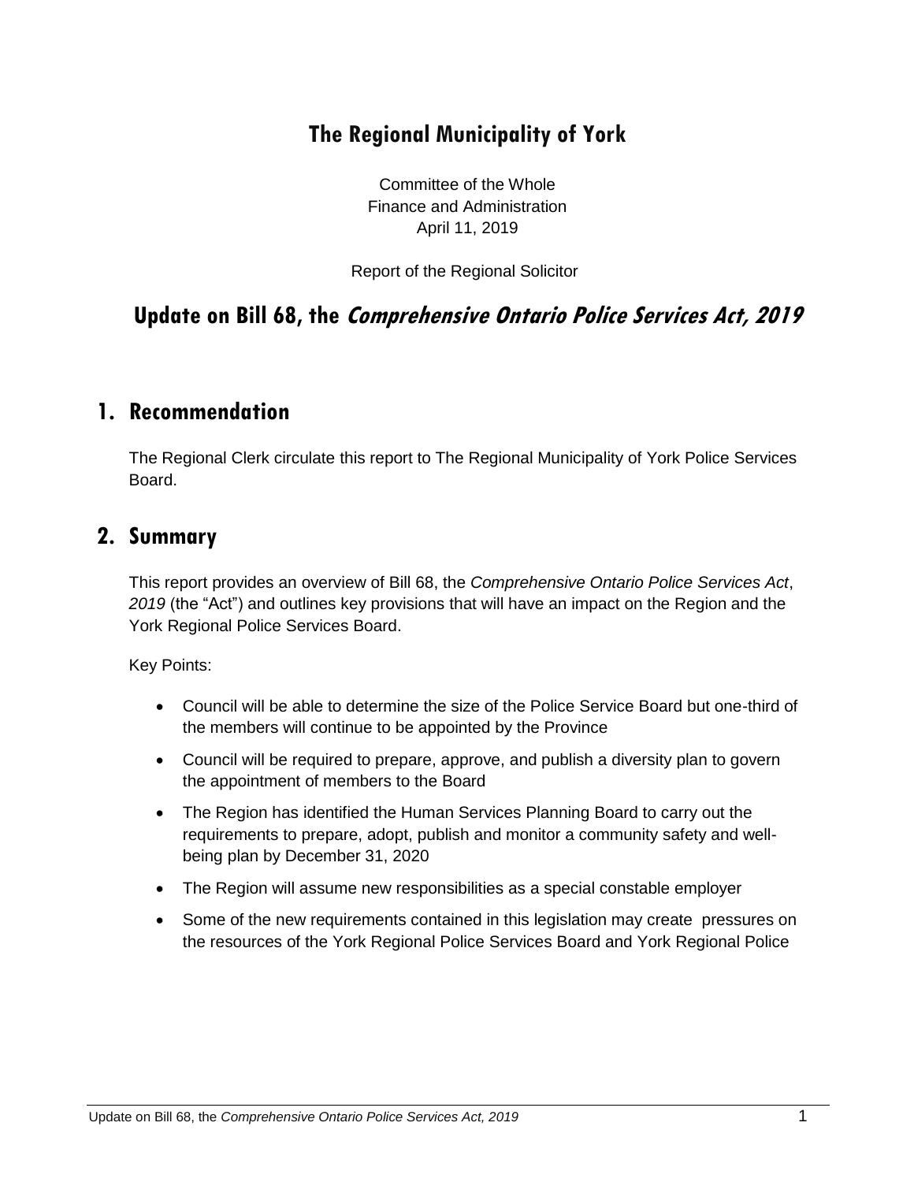# The Regional Municipality of York

Committee of the Whole
Finance and Administration
April 11, 2019

Report of the Regional Solicitor

## Update on Bill 68, the *Comprehensive Ontario Police Services Act, 2019*

## 1. Recommendation

The Regional Clerk circulate this report to The Regional Municipality of York Police Services Board.

## 2. Summary

This report provides an overview of Bill 68, the *Comprehensive Ontario Police Services Act*, *2019* (the "Act") and outlines key provisions that will have an impact on the Region and the York Regional Police Services Board.

Key Points:

- Council will be able to determine the size of the Police Service Board but one-third of the members will continue to be appointed by the Province
- Council will be required to prepare, approve, and publish a diversity plan to govern the appointment of members to the Board
- The Region has identified the Human Services Planning Board to carry out the requirements to prepare, adopt, publish and monitor a community safety and well-being plan by December 31, 2020
- The Region will assume new responsibilities as a special constable employer
- Some of the new requirements contained in this legislation may create pressures on the resources of the York Regional Police Services Board and York Regional Police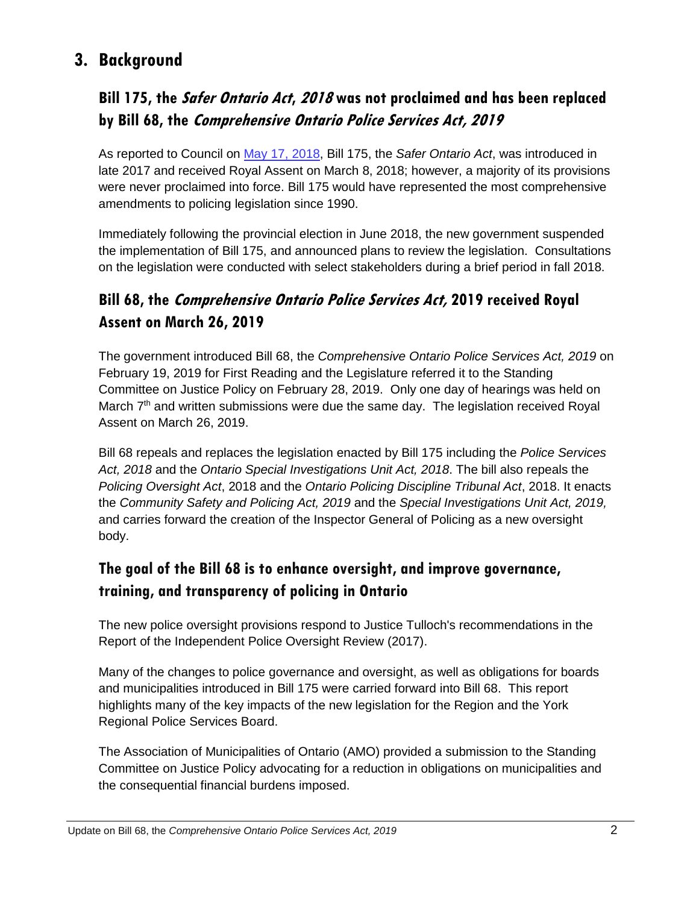## 3. Background

### Bill 175, the *Safer Ontario Act, 2018* was not proclaimed and has been replaced by Bill 68, the *Comprehensive Ontario Police Services Act, 2019*

As reported to Council on [May 17, 2018](), Bill 175, the *Safer Ontario Act*, was introduced in late 2017 and received Royal Assent on March 8, 2018; however, a majority of its provisions were never proclaimed into force. Bill 175 would have represented the most comprehensive amendments to policing legislation since 1990.

Immediately following the provincial election in June 2018, the new government suspended the implementation of Bill 175, and announced plans to review the legislation. Consultations on the legislation were conducted with select stakeholders during a brief period in fall 2018.

### Bill 68, the *Comprehensive Ontario Police Services Act,* 2019 received Royal Assent on March 26, 2019

The government introduced Bill 68, the *Comprehensive Ontario Police Services Act, 2019* on February 19, 2019 for First Reading and the Legislature referred it to the Standing Committee on Justice Policy on February 28, 2019. Only one day of hearings was held on March 7th and written submissions were due the same day. The legislation received Royal Assent on March 26, 2019.

Bill 68 repeals and replaces the legislation enacted by Bill 175 including the *Police Services Act, 2018* and the *Ontario Special Investigations Unit Act, 2018*. The bill also repeals the *Policing Oversight Act*, 2018 and the *Ontario Policing Discipline Tribunal Act*, 2018. It enacts the *Community Safety and Policing Act, 2019* and the *Special Investigations Unit Act, 2019,* and carries forward the creation of the Inspector General of Policing as a new oversight body.

### The goal of the Bill 68 is to enhance oversight, and improve governance, training, and transparency of policing in Ontario

The new police oversight provisions respond to Justice Tulloch's recommendations in the Report of the Independent Police Oversight Review (2017).

Many of the changes to police governance and oversight, as well as obligations for boards and municipalities introduced in Bill 175 were carried forward into Bill 68. This report highlights many of the key impacts of the new legislation for the Region and the York Regional Police Services Board.

The Association of Municipalities of Ontario (AMO) provided a submission to the Standing Committee on Justice Policy advocating for a reduction in obligations on municipalities and the consequential financial burdens imposed.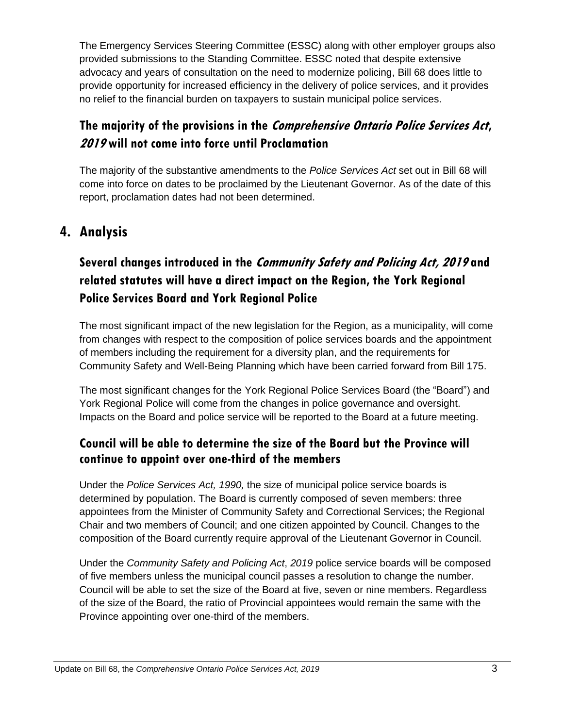The Emergency Services Steering Committee (ESSC) along with other employer groups also provided submissions to the Standing Committee. ESSC noted that despite extensive advocacy and years of consultation on the need to modernize policing, Bill 68 does little to provide opportunity for increased efficiency in the delivery of police services, and it provides no relief to the financial burden on taxpayers to sustain municipal police services.

### The majority of the provisions in the *Comprehensive Ontario Police Services Act, 2019* will not come into force until Proclamation

The majority of the substantive amendments to the *Police Services Act* set out in Bill 68 will come into force on dates to be proclaimed by the Lieutenant Governor. As of the date of this report, proclamation dates had not been determined.

## 4. Analysis

### Several changes introduced in the *Community Safety and Policing Act, 2019* and related statutes will have a direct impact on the Region, the York Regional Police Services Board and York Regional Police

The most significant impact of the new legislation for the Region, as a municipality, will come from changes with respect to the composition of police services boards and the appointment of members including the requirement for a diversity plan, and the requirements for Community Safety and Well-Being Planning which have been carried forward from Bill 175.

The most significant changes for the York Regional Police Services Board (the "Board") and York Regional Police will come from the changes in police governance and oversight. Impacts on the Board and police service will be reported to the Board at a future meeting.

### Council will be able to determine the size of the Board but the Province will continue to appoint over one-third of the members

Under the *Police Services Act, 1990,* the size of municipal police service boards is determined by population. The Board is currently composed of seven members: three appointees from the Minister of Community Safety and Correctional Services; the Regional Chair and two members of Council; and one citizen appointed by Council. Changes to the composition of the Board currently require approval of the Lieutenant Governor in Council.

Under the *Community Safety and Policing Act*, *2019* police service boards will be composed of five members unless the municipal council passes a resolution to change the number. Council will be able to set the size of the Board at five, seven or nine members. Regardless of the size of the Board, the ratio of Provincial appointees would remain the same with the Province appointing over one-third of the members.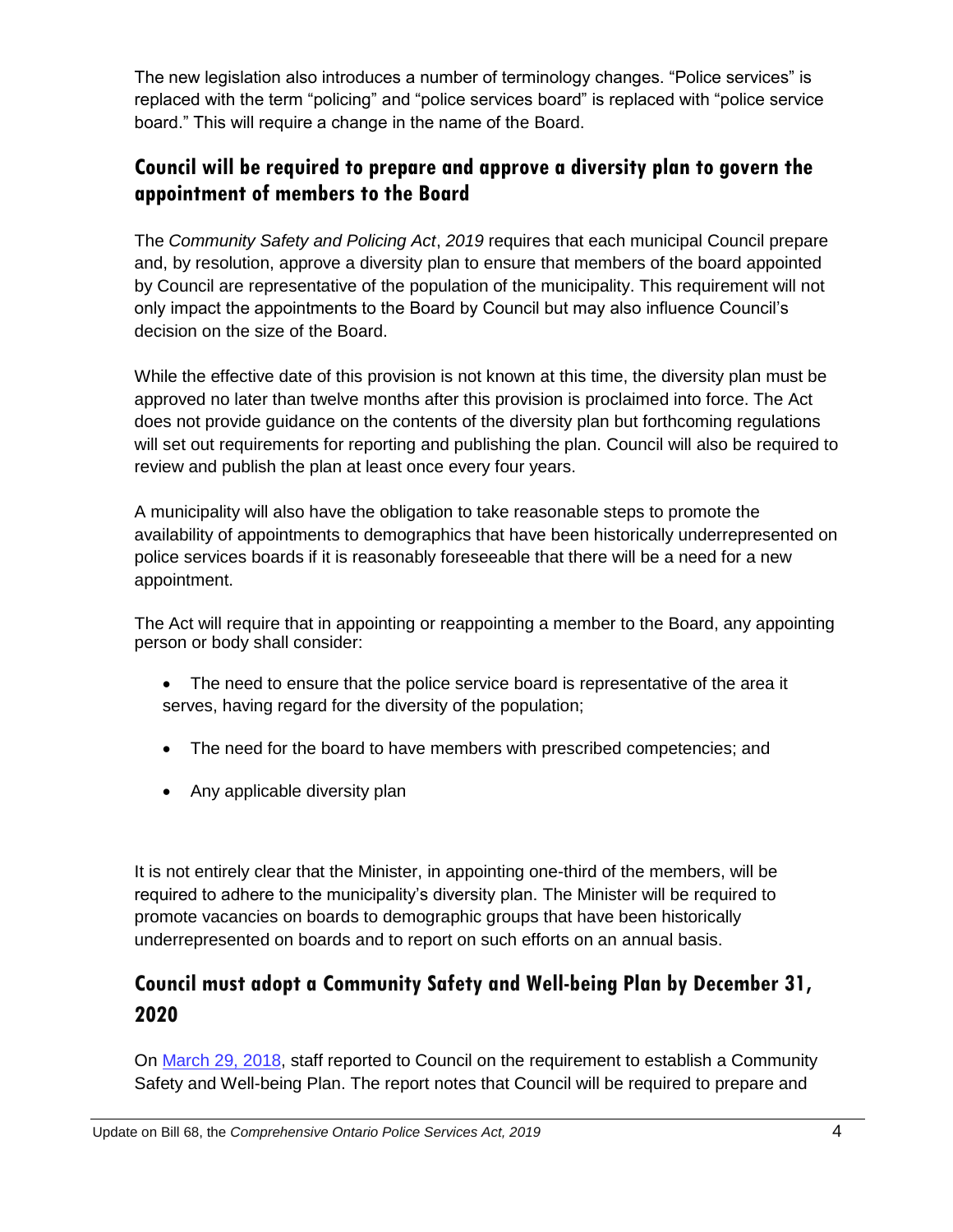The new legislation also introduces a number of terminology changes. "Police services" is replaced with the term "policing" and "police services board" is replaced with "police service board." This will require a change in the name of the Board.

## Council will be required to prepare and approve a diversity plan to govern the appointment of members to the Board

The *Community Safety and Policing Act*, *2019* requires that each municipal Council prepare and, by resolution, approve a diversity plan to ensure that members of the board appointed by Council are representative of the population of the municipality. This requirement will not only impact the appointments to the Board by Council but may also influence Council's decision on the size of the Board.

While the effective date of this provision is not known at this time, the diversity plan must be approved no later than twelve months after this provision is proclaimed into force. The Act does not provide guidance on the contents of the diversity plan but forthcoming regulations will set out requirements for reporting and publishing the plan. Council will also be required to review and publish the plan at least once every four years.

A municipality will also have the obligation to take reasonable steps to promote the availability of appointments to demographics that have been historically underrepresented on police services boards if it is reasonably foreseeable that there will be a need for a new appointment.

The Act will require that in appointing or reappointing a member to the Board, any appointing person or body shall consider:

- The need to ensure that the police service board is representative of the area it serves, having regard for the diversity of the population;
- The need for the board to have members with prescribed competencies; and
- Any applicable diversity plan

It is not entirely clear that the Minister, in appointing one-third of the members, will be required to adhere to the municipality's diversity plan. The Minister will be required to promote vacancies on boards to demographic groups that have been historically underrepresented on boards and to report on such efforts on an annual basis.

## Council must adopt a Community Safety and Well-being Plan by December 31, 2020

On [March 29, 2018](), staff reported to Council on the requirement to establish a Community Safety and Well-being Plan. The report notes that Council will be required to prepare and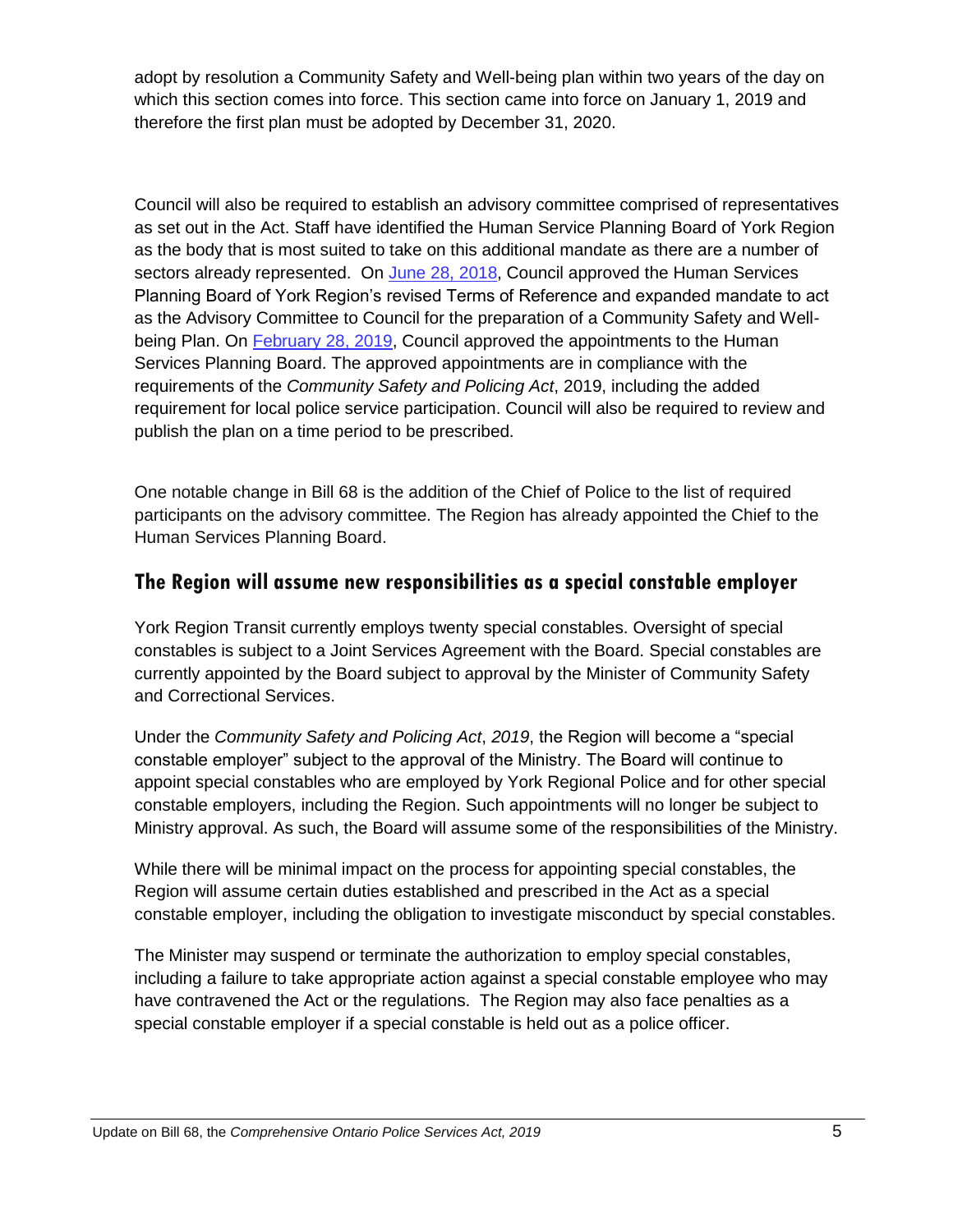adopt by resolution a Community Safety and Well-being plan within two years of the day on which this section comes into force. This section came into force on January 1, 2019 and therefore the first plan must be adopted by December 31, 2020.

Council will also be required to establish an advisory committee comprised of representatives as set out in the Act. Staff have identified the Human Service Planning Board of York Region as the body that is most suited to take on this additional mandate as there are a number of sectors already represented. On June 28, 2018, Council approved the Human Services Planning Board of York Region's revised Terms of Reference and expanded mandate to act as the Advisory Committee to Council for the preparation of a Community Safety and Well-being Plan. On February 28, 2019, Council approved the appointments to the Human Services Planning Board. The approved appointments are in compliance with the requirements of the *Community Safety and Policing Act*, 2019, including the added requirement for local police service participation. Council will also be required to review and publish the plan on a time period to be prescribed.

One notable change in Bill 68 is the addition of the Chief of Police to the list of required participants on the advisory committee. The Region has already appointed the Chief to the Human Services Planning Board.

## The Region will assume new responsibilities as a special constable employer

York Region Transit currently employs twenty special constables. Oversight of special constables is subject to a Joint Services Agreement with the Board. Special constables are currently appointed by the Board subject to approval by the Minister of Community Safety and Correctional Services.

Under the *Community Safety and Policing Act*, *2019*, the Region will become a "special constable employer" subject to the approval of the Ministry. The Board will continue to appoint special constables who are employed by York Regional Police and for other special constable employers, including the Region. Such appointments will no longer be subject to Ministry approval. As such, the Board will assume some of the responsibilities of the Ministry.

While there will be minimal impact on the process for appointing special constables, the Region will assume certain duties established and prescribed in the Act as a special constable employer, including the obligation to investigate misconduct by special constables.

The Minister may suspend or terminate the authorization to employ special constables, including a failure to take appropriate action against a special constable employee who may have contravened the Act or the regulations. The Region may also face penalties as a special constable employer if a special constable is held out as a police officer.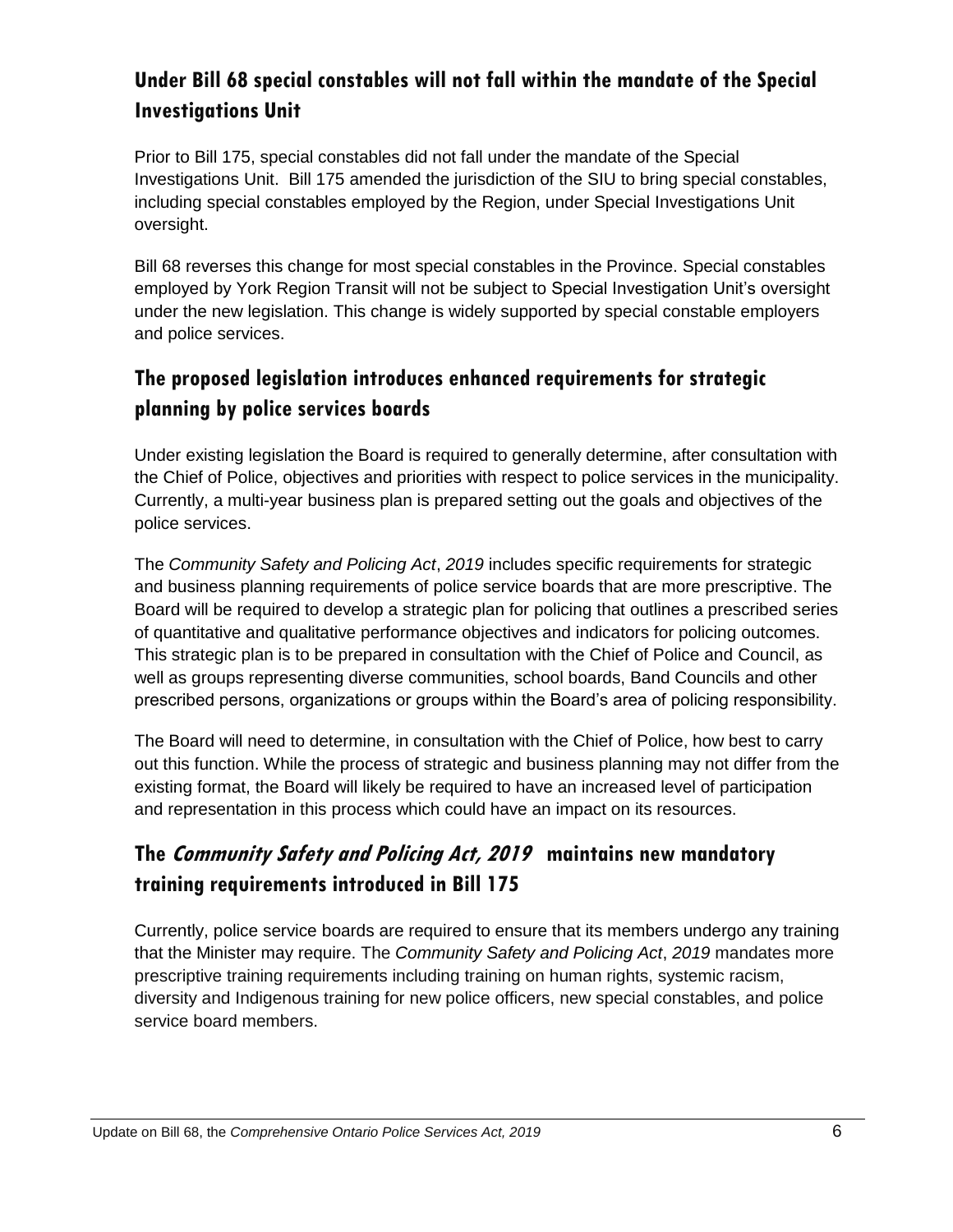## Under Bill 68 special constables will not fall within the mandate of the Special Investigations Unit

Prior to Bill 175, special constables did not fall under the mandate of the Special Investigations Unit. Bill 175 amended the jurisdiction of the SIU to bring special constables, including special constables employed by the Region, under Special Investigations Unit oversight.

Bill 68 reverses this change for most special constables in the Province. Special constables employed by York Region Transit will not be subject to Special Investigation Unit's oversight under the new legislation. This change is widely supported by special constable employers and police services.

## The proposed legislation introduces enhanced requirements for strategic planning by police services boards

Under existing legislation the Board is required to generally determine, after consultation with the Chief of Police, objectives and priorities with respect to police services in the municipality. Currently, a multi-year business plan is prepared setting out the goals and objectives of the police services.

The *Community Safety and Policing Act*, *2019* includes specific requirements for strategic and business planning requirements of police service boards that are more prescriptive. The Board will be required to develop a strategic plan for policing that outlines a prescribed series of quantitative and qualitative performance objectives and indicators for policing outcomes. This strategic plan is to be prepared in consultation with the Chief of Police and Council, as well as groups representing diverse communities, school boards, Band Councils and other prescribed persons, organizations or groups within the Board's area of policing responsibility.

The Board will need to determine, in consultation with the Chief of Police, how best to carry out this function. While the process of strategic and business planning may not differ from the existing format, the Board will likely be required to have an increased level of participation and representation in this process which could have an impact on its resources.

## The *Community Safety and Policing Act, 2019* maintains new mandatory training requirements introduced in Bill 175

Currently, police service boards are required to ensure that its members undergo any training that the Minister may require. The *Community Safety and Policing Act*, *2019* mandates more prescriptive training requirements including training on human rights, systemic racism, diversity and Indigenous training for new police officers, new special constables, and police service board members.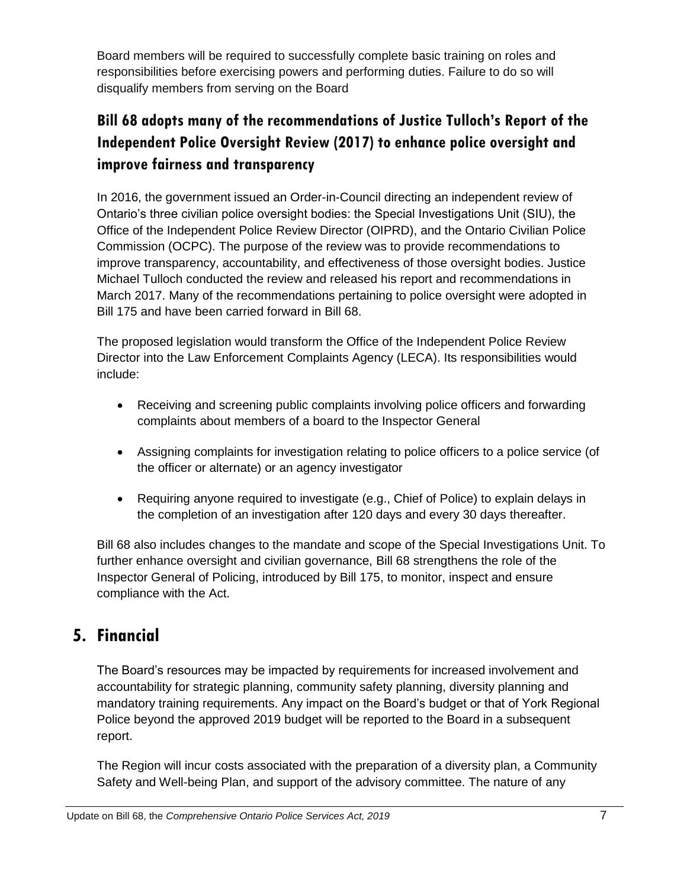Board members will be required to successfully complete basic training on roles and responsibilities before exercising powers and performing duties. Failure to do so will disqualify members from serving on the Board

### Bill 68 adopts many of the recommendations of Justice Tulloch's Report of the Independent Police Oversight Review (2017) to enhance police oversight and improve fairness and transparency

In 2016, the government issued an Order-in-Council directing an independent review of Ontario's three civilian police oversight bodies: the Special Investigations Unit (SIU), the Office of the Independent Police Review Director (OIPRD), and the Ontario Civilian Police Commission (OCPC). The purpose of the review was to provide recommendations to improve transparency, accountability, and effectiveness of those oversight bodies. Justice Michael Tulloch conducted the review and released his report and recommendations in March 2017. Many of the recommendations pertaining to police oversight were adopted in Bill 175 and have been carried forward in Bill 68.

The proposed legislation would transform the Office of the Independent Police Review Director into the Law Enforcement Complaints Agency (LECA). Its responsibilities would include:

- Receiving and screening public complaints involving police officers and forwarding complaints about members of a board to the Inspector General
- Assigning complaints for investigation relating to police officers to a police service (of the officer or alternate) or an agency investigator
- Requiring anyone required to investigate (e.g., Chief of Police) to explain delays in the completion of an investigation after 120 days and every 30 days thereafter.

Bill 68 also includes changes to the mandate and scope of the Special Investigations Unit. To further enhance oversight and civilian governance, Bill 68 strengthens the role of the Inspector General of Policing, introduced by Bill 175, to monitor, inspect and ensure compliance with the Act.

## 5. Financial

The Board's resources may be impacted by requirements for increased involvement and accountability for strategic planning, community safety planning, diversity planning and mandatory training requirements. Any impact on the Board's budget or that of York Regional Police beyond the approved 2019 budget will be reported to the Board in a subsequent report.

The Region will incur costs associated with the preparation of a diversity plan, a Community Safety and Well-being Plan, and support of the advisory committee. The nature of any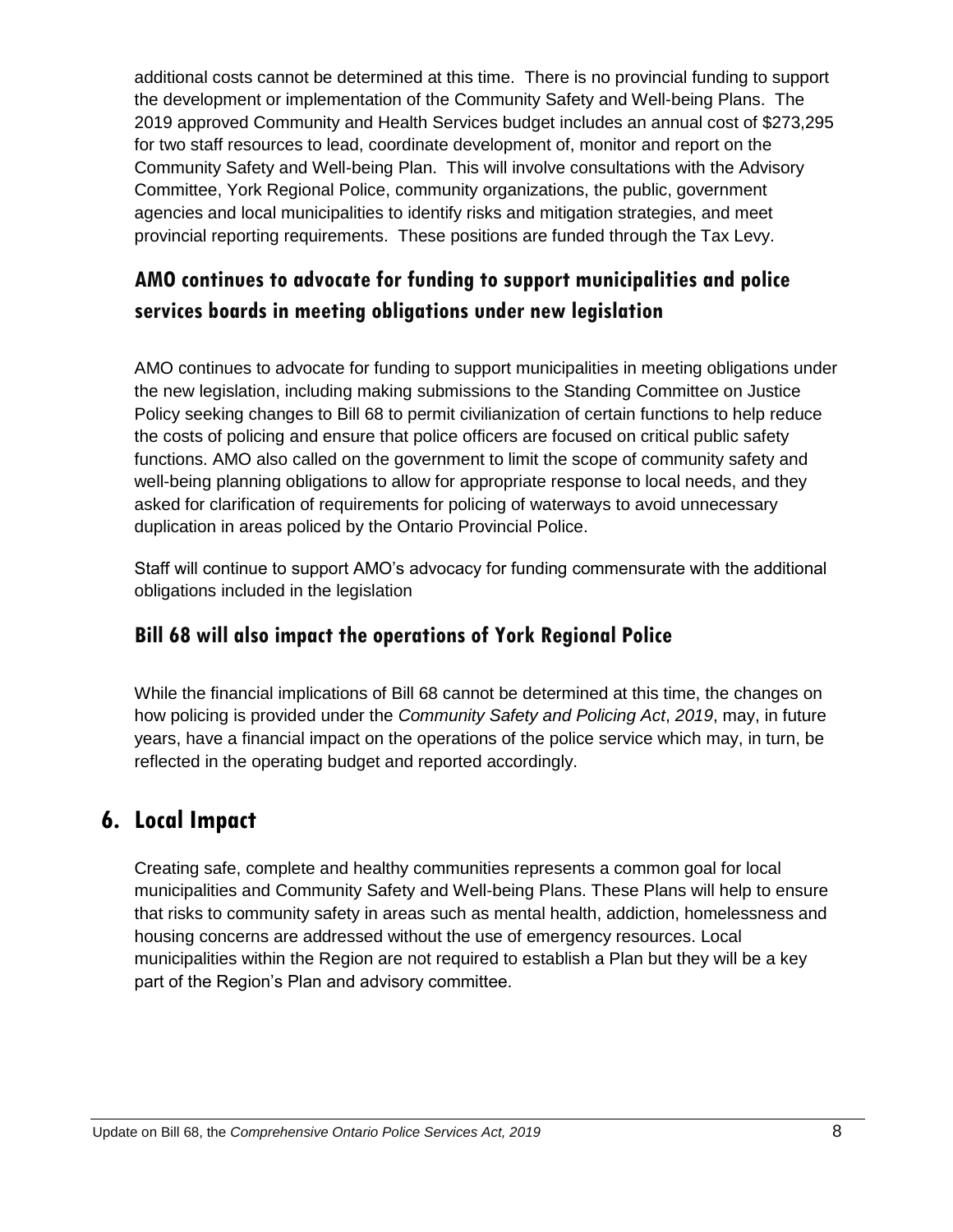additional costs cannot be determined at this time. There is no provincial funding to support the development or implementation of the Community Safety and Well-being Plans. The 2019 approved Community and Health Services budget includes an annual cost of $273,295 for two staff resources to lead, coordinate development of, monitor and report on the Community Safety and Well-being Plan. This will involve consultations with the Advisory Committee, York Regional Police, community organizations, the public, government agencies and local municipalities to identify risks and mitigation strategies, and meet provincial reporting requirements. These positions are funded through the Tax Levy.

### AMO continues to advocate for funding to support municipalities and police services boards in meeting obligations under new legislation

AMO continues to advocate for funding to support municipalities in meeting obligations under the new legislation, including making submissions to the Standing Committee on Justice Policy seeking changes to Bill 68 to permit civilianization of certain functions to help reduce the costs of policing and ensure that police officers are focused on critical public safety functions. AMO also called on the government to limit the scope of community safety and well-being planning obligations to allow for appropriate response to local needs, and they asked for clarification of requirements for policing of waterways to avoid unnecessary duplication in areas policed by the Ontario Provincial Police.

Staff will continue to support AMO's advocacy for funding commensurate with the additional obligations included in the legislation

### Bill 68 will also impact the operations of York Regional Police

While the financial implications of Bill 68 cannot be determined at this time, the changes on how policing is provided under the *Community Safety and Policing Act*, *2019*, may, in future years, have a financial impact on the operations of the police service which may, in turn, be reflected in the operating budget and reported accordingly.

## 6. Local Impact

Creating safe, complete and healthy communities represents a common goal for local municipalities and Community Safety and Well-being Plans. These Plans will help to ensure that risks to community safety in areas such as mental health, addiction, homelessness and housing concerns are addressed without the use of emergency resources. Local municipalities within the Region are not required to establish a Plan but they will be a key part of the Region's Plan and advisory committee.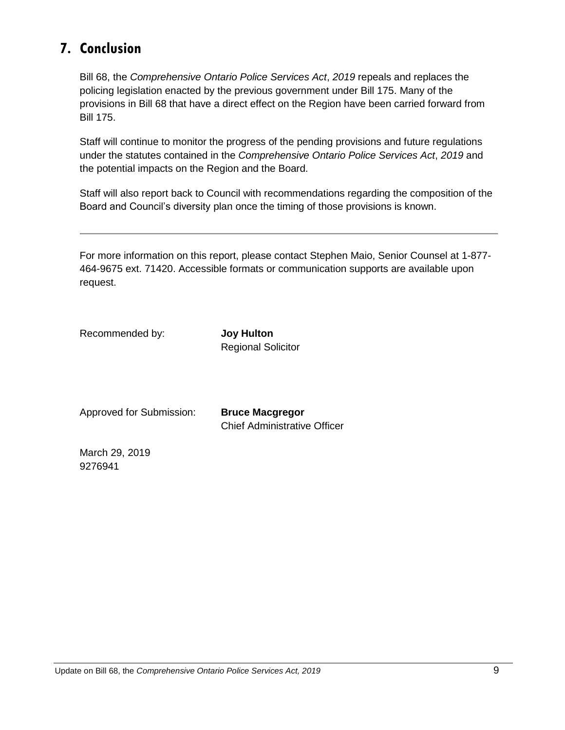## 7. Conclusion

Bill 68, the *Comprehensive Ontario Police Services Act*, *2019* repeals and replaces the policing legislation enacted by the previous government under Bill 175. Many of the provisions in Bill 68 that have a direct effect on the Region have been carried forward from Bill 175.

Staff will continue to monitor the progress of the pending provisions and future regulations under the statutes contained in the *Comprehensive Ontario Police Services Act*, *2019* and the potential impacts on the Region and the Board.

Staff will also report back to Council with recommendations regarding the composition of the Board and Council's diversity plan once the timing of those provisions is known.

---

For more information on this report, please contact Stephen Maio, Senior Counsel at 1-877-464-9675 ext. 71420. Accessible formats or communication supports are available upon request.

Recommended by: **Joy Hulton**
Regional Solicitor

Approved for Submission: **Bruce Macgregor**
Chief Administrative Officer

March 29, 2019
9276941